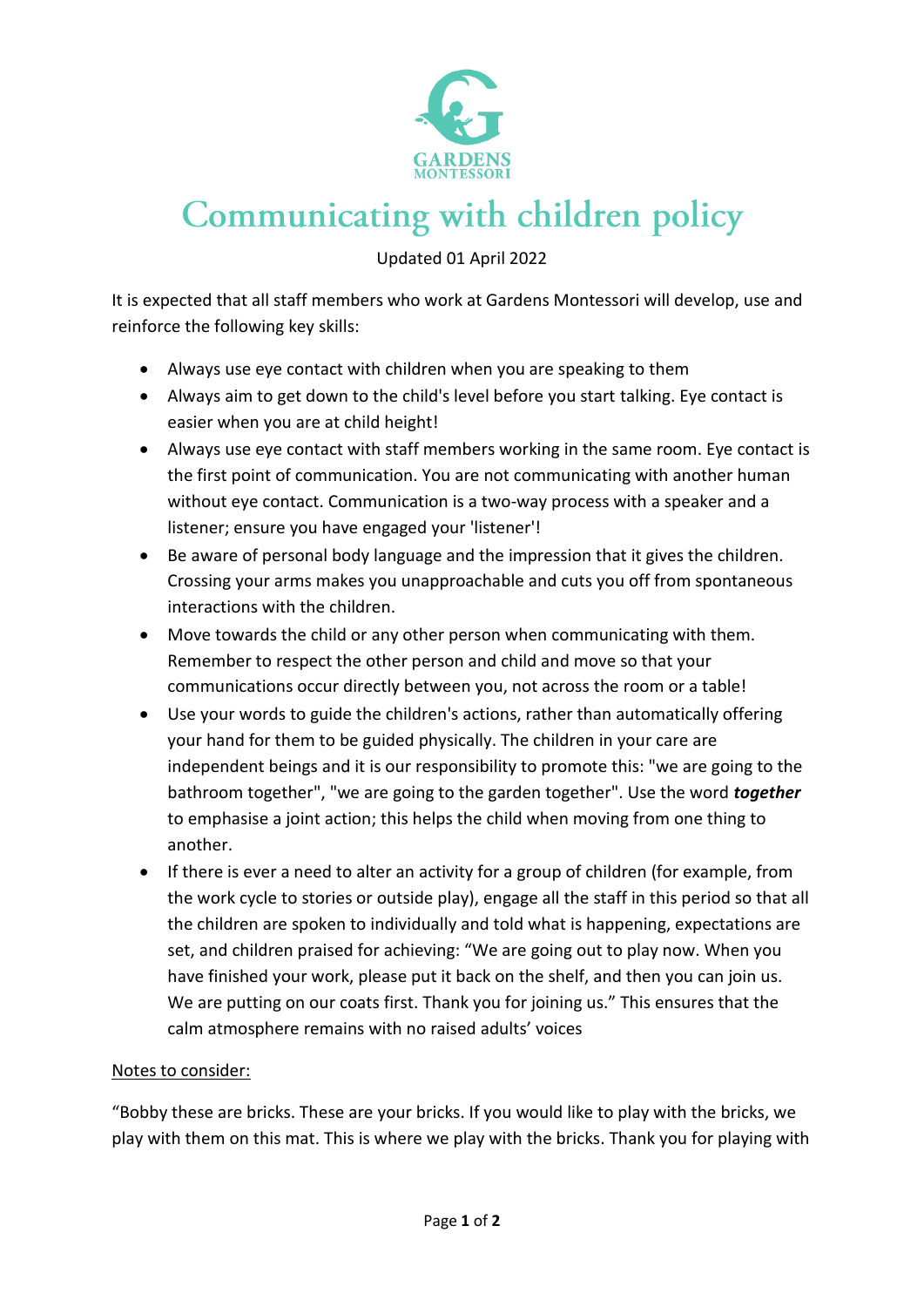GARDENS MONTESSORI

# Communicating with children policy

Updated 01 April 2022

It is expected that all staff members who work at Gardens Montessori will develop, use and reinforce the following key skills:

- Always use eye contact with children when you are speaking to them
- Always aim to get down to the child's level before you start talking. Eye contact is easier when you are at child height!
- Always use eye contact with staff members working in the same room. Eye contact is the first point of communication. You are not communicating with another human without eye contact. Communication is a two-way process with a speaker and a listener; ensure you have engaged your 'listener'!
- Be aware of personal body language and the impression that it gives the children. Crossing your arms makes you unapproachable and cuts you off from spontaneous interactions with the children.
- Move towards the child or any other person when communicating with them. Remember to respect the other person and child and move so that your communications occur directly between you, not across the room or a table!
- Use your words to guide the children's actions, rather than automatically offering your hand for them to be guided physically. The children in your care are independent beings and it is our responsibility to promote this: "we are going to the bathroom together", "we are going to the garden together". Use the word ***together*** to emphasise a joint action; this helps the child when moving from one thing to another.
- If there is ever a need to alter an activity for a group of children (for example, from the work cycle to stories or outside play), engage all the staff in this period so that all the children are spoken to individually and told what is happening, expectations are set, and children praised for achieving: "We are going out to play now. When you have finished your work, please put it back on the shelf, and then you can join us. We are putting on our coats first. Thank you for joining us." This ensures that the calm atmosphere remains with no raised adults' voices

<u>Notes to consider:</u>

"Bobby these are bricks. These are your bricks. If you would like to play with the bricks, we play with them on this mat. This is where we play with the bricks. Thank you for playing with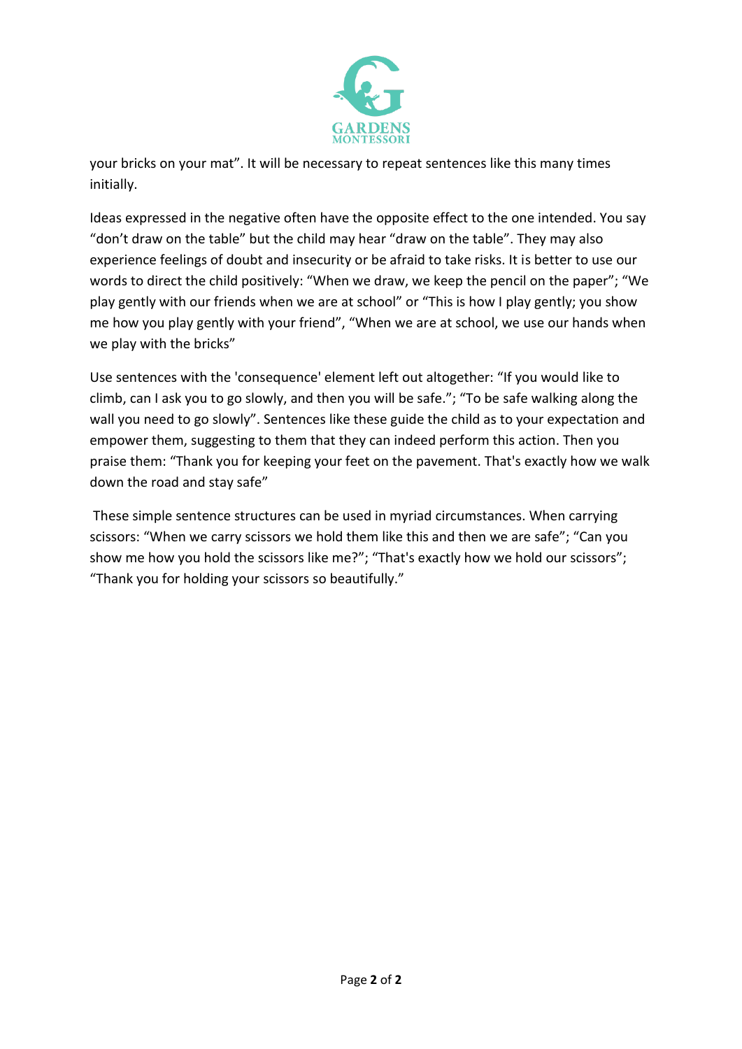your bricks on your mat". It will be necessary to repeat sentences like this many times initially.

Ideas expressed in the negative often have the opposite effect to the one intended. You say "don't draw on the table" but the child may hear "draw on the table". They may also experience feelings of doubt and insecurity or be afraid to take risks. It is better to use our words to direct the child positively: "When we draw, we keep the pencil on the paper"; "We play gently with our friends when we are at school" or "This is how I play gently; you show me how you play gently with your friend", "When we are at school, we use our hands when we play with the bricks"

Use sentences with the 'consequence' element left out altogether: "If you would like to climb, can I ask you to go slowly, and then you will be safe."; "To be safe walking along the wall you need to go slowly". Sentences like these guide the child as to your expectation and empower them, suggesting to them that they can indeed perform this action. Then you praise them: "Thank you for keeping your feet on the pavement. That's exactly how we walk down the road and stay safe"

These simple sentence structures can be used in myriad circumstances. When carrying scissors: "When we carry scissors we hold them like this and then we are safe"; "Can you show me how you hold the scissors like me?"; "That's exactly how we hold our scissors"; "Thank you for holding your scissors so beautifully."